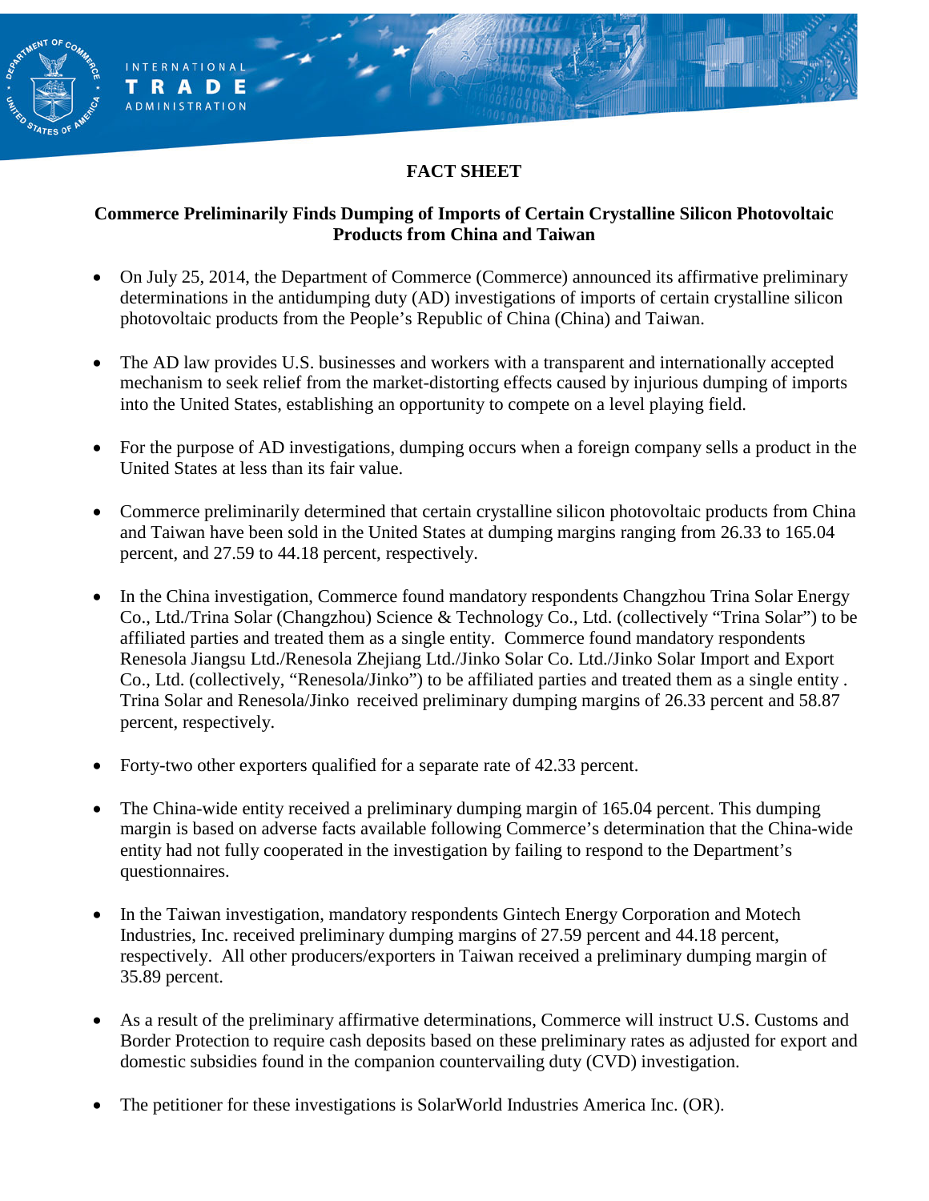**FACT SHEET**

## Commerce Preliminarily Finds Dumping of Imports of Certain Crystalline Silicon Photovoltaic Products from China and Taiwan

- On July 25, 2014, the Department of Commerce (Commerce) announced its affirmative preliminary determinations in the antidumping duty (AD) investigations of imports of certain crystalline silicon photovoltaic products from the People's Republic of China (China) and Taiwan.

- The AD law provides U.S. businesses and workers with a transparent and internationally accepted mechanism to seek relief from the market-distorting effects caused by injurious dumping of imports into the United States, establishing an opportunity to compete on a level playing field.

- For the purpose of AD investigations, dumping occurs when a foreign company sells a product in the United States at less than its fair value.

- Commerce preliminarily determined that certain crystalline silicon photovoltaic products from China and Taiwan have been sold in the United States at dumping margins ranging from 26.33 to 165.04 percent, and 27.59 to 44.18 percent, respectively.

- In the China investigation, Commerce found mandatory respondents Changzhou Trina Solar Energy Co., Ltd./Trina Solar (Changzhou) Science & Technology Co., Ltd. (collectively "Trina Solar") to be affiliated parties and treated them as a single entity. Commerce found mandatory respondents Renesola Jiangsu Ltd./Renesola Zhejiang Ltd./Jinko Solar Co. Ltd./Jinko Solar Import and Export Co., Ltd. (collectively, "Renesola/Jinko") to be affiliated parties and treated them as a single entity . Trina Solar and Renesola/Jinko received preliminary dumping margins of 26.33 percent and 58.87 percent, respectively.

- Forty-two other exporters qualified for a separate rate of 42.33 percent.

- The China-wide entity received a preliminary dumping margin of 165.04 percent. This dumping margin is based on adverse facts available following Commerce's determination that the China-wide entity had not fully cooperated in the investigation by failing to respond to the Department's questionnaires.

- In the Taiwan investigation, mandatory respondents Gintech Energy Corporation and Motech Industries, Inc. received preliminary dumping margins of 27.59 percent and 44.18 percent, respectively. All other producers/exporters in Taiwan received a preliminary dumping margin of 35.89 percent.

- As a result of the preliminary affirmative determinations, Commerce will instruct U.S. Customs and Border Protection to require cash deposits based on these preliminary rates as adjusted for export and domestic subsidies found in the companion countervailing duty (CVD) investigation.

- The petitioner for these investigations is SolarWorld Industries America Inc. (OR).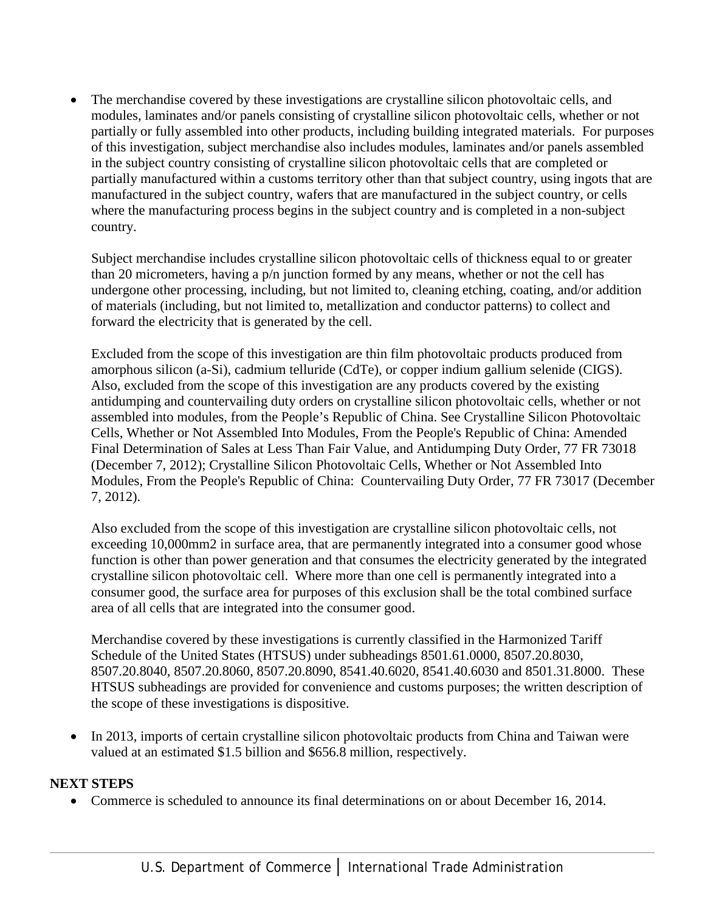- The merchandise covered by these investigations are crystalline silicon photovoltaic cells, and modules, laminates and/or panels consisting of crystalline silicon photovoltaic cells, whether or not partially or fully assembled into other products, including building integrated materials. For purposes of this investigation, subject merchandise also includes modules, laminates and/or panels assembled in the subject country consisting of crystalline silicon photovoltaic cells that are completed or partially manufactured within a customs territory other than that subject country, using ingots that are manufactured in the subject country, wafers that are manufactured in the subject country, or cells where the manufacturing process begins in the subject country and is completed in a non-subject country.

  Subject merchandise includes crystalline silicon photovoltaic cells of thickness equal to or greater than 20 micrometers, having a p/n junction formed by any means, whether or not the cell has undergone other processing, including, but not limited to, cleaning etching, coating, and/or addition of materials (including, but not limited to, metallization and conductor patterns) to collect and forward the electricity that is generated by the cell.

  Excluded from the scope of this investigation are thin film photovoltaic products produced from amorphous silicon (a-Si), cadmium telluride (CdTe), or copper indium gallium selenide (CIGS). Also, excluded from the scope of this investigation are any products covered by the existing antidumping and countervailing duty orders on crystalline silicon photovoltaic cells, whether or not assembled into modules, from the People's Republic of China. See Crystalline Silicon Photovoltaic Cells, Whether or Not Assembled Into Modules, From the People's Republic of China: Amended Final Determination of Sales at Less Than Fair Value, and Antidumping Duty Order, 77 FR 73018 (December 7, 2012); Crystalline Silicon Photovoltaic Cells, Whether or Not Assembled Into Modules, From the People's Republic of China: Countervailing Duty Order, 77 FR 73017 (December 7, 2012).

  Also excluded from the scope of this investigation are crystalline silicon photovoltaic cells, not exceeding 10,000mm2 in surface area, that are permanently integrated into a consumer good whose function is other than power generation and that consumes the electricity generated by the integrated crystalline silicon photovoltaic cell. Where more than one cell is permanently integrated into a consumer good, the surface area for purposes of this exclusion shall be the total combined surface area of all cells that are integrated into the consumer good.

  Merchandise covered by these investigations is currently classified in the Harmonized Tariff Schedule of the United States (HTSUS) under subheadings 8501.61.0000, 8507.20.8030, 8507.20.8040, 8507.20.8060, 8507.20.8090, 8541.40.6020, 8541.40.6030 and 8501.31.8000. These HTSUS subheadings are provided for convenience and customs purposes; the written description of the scope of these investigations is dispositive.

- In 2013, imports of certain crystalline silicon photovoltaic products from China and Taiwan were valued at an estimated $1.5 billion and $656.8 million, respectively.

**NEXT STEPS**

- Commerce is scheduled to announce its final determinations on or about December 16, 2014.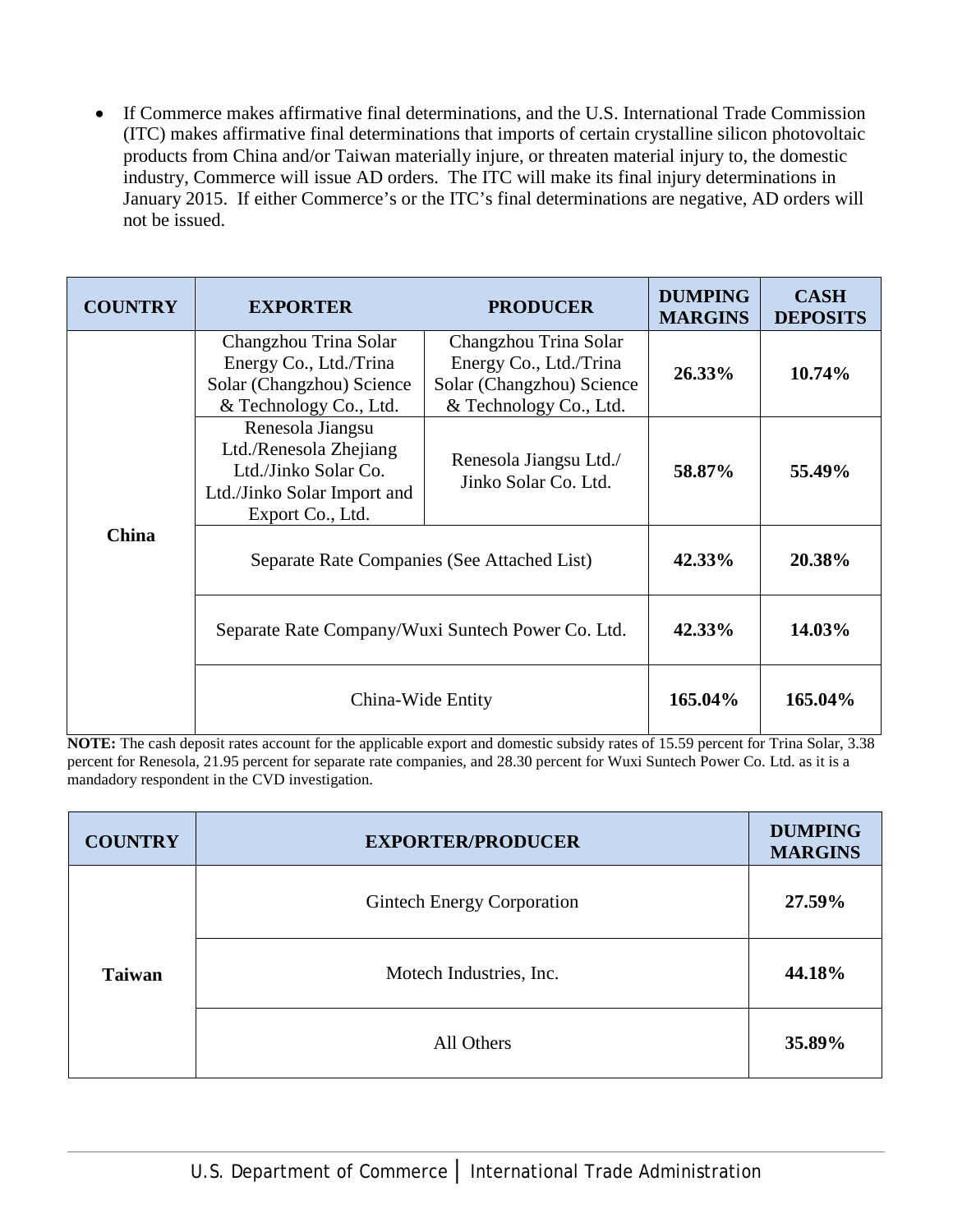- If Commerce makes affirmative final determinations, and the U.S. International Trade Commission (ITC) makes affirmative final determinations that imports of certain crystalline silicon photovoltaic products from China and/or Taiwan materially injure, or threaten material injury to, the domestic industry, Commerce will issue AD orders. The ITC will make its final injury determinations in January 2015. If either Commerce's or the ITC's final determinations are negative, AD orders will not be issued.

| COUNTRY | EXPORTER | PRODUCER | DUMPING MARGINS | CASH DEPOSITS |
|---|---|---|---|---|
| China | Changzhou Trina Solar Energy Co., Ltd./Trina Solar (Changzhou) Science & Technology Co., Ltd. | Changzhou Trina Solar Energy Co., Ltd./Trina Solar (Changzhou) Science & Technology Co., Ltd. | **26.33%** | **10.74%** |
| | Renesola Jiangsu Ltd./Renesola Zhejiang Ltd./Jinko Solar Co. Ltd./Jinko Solar Import and Export Co., Ltd. | Renesola Jiangsu Ltd./ Jinko Solar Co. Ltd. | **58.87%** | **55.49%** |
| | Separate Rate Companies (See Attached List) | | **42.33%** | **20.38%** |
| | Separate Rate Company/Wuxi Suntech Power Co. Ltd. | | **42.33%** | **14.03%** |
| | China-Wide Entity | | **165.04%** | **165.04%** |

**NOTE:** The cash deposit rates account for the applicable export and domestic subsidy rates of 15.59 percent for Trina Solar, 3.38 percent for Renesola, 21.95 percent for separate rate companies, and 28.30 percent for Wuxi Suntech Power Co. Ltd. as it is a mandadory respondent in the CVD investigation.

| COUNTRY | EXPORTER/PRODUCER | DUMPING MARGINS |
|---|---|---|
| Taiwan | Gintech Energy Corporation | **27.59%** |
| | Motech Industries, Inc. | **44.18%** |
| | All Others | **35.89%** |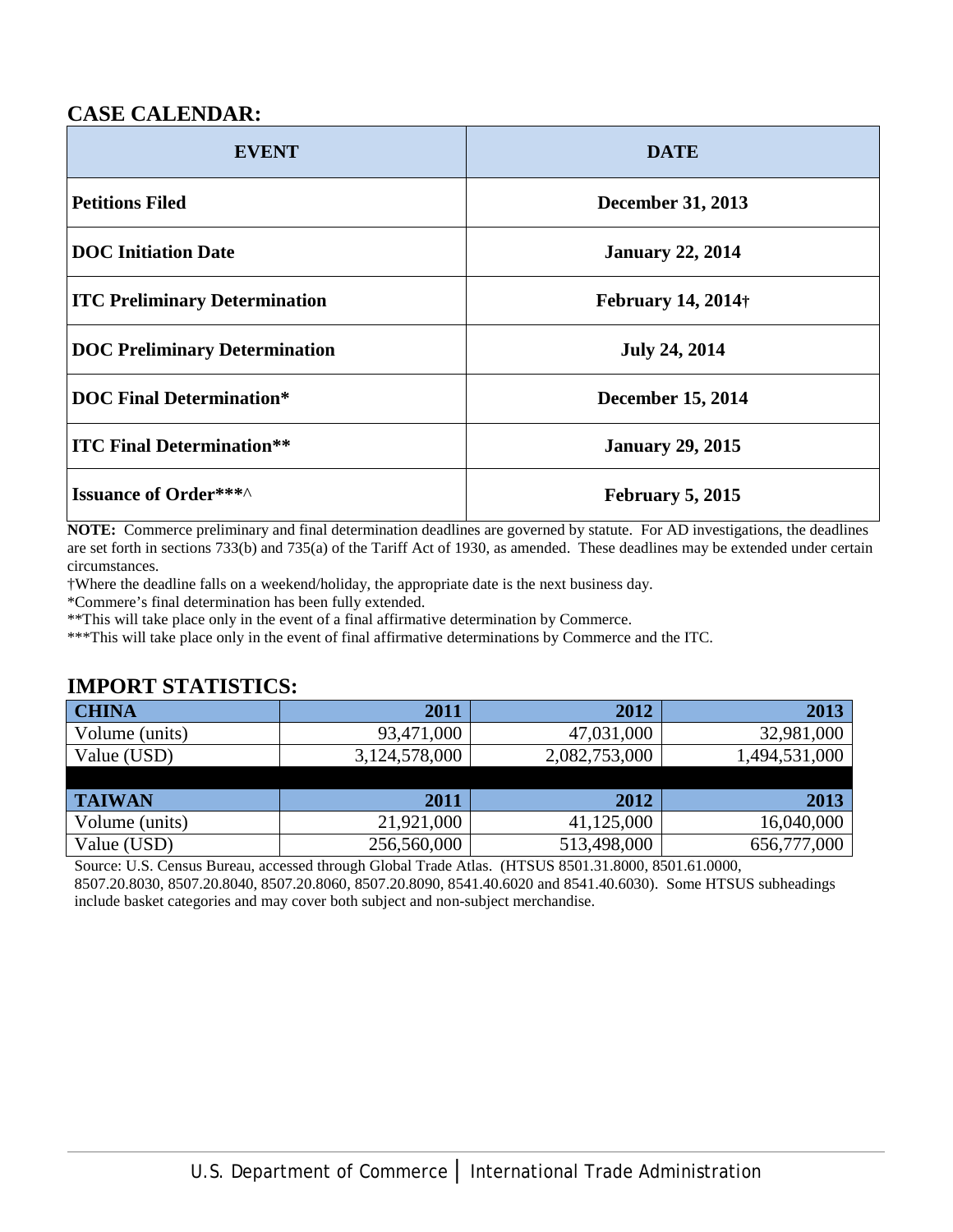## CASE CALENDAR:

| EVENT | DATE |
|---|---|
| **Petitions Filed** | **December 31, 2013** |
| **DOC Initiation Date** | **January 22, 2014** |
| **ITC Preliminary Determination** | **February 14, 2014†** |
| **DOC Preliminary Determination** | **July 24, 2014** |
| **DOC Final Determination*** | **December 15, 2014** |
| **ITC Final Determination**** | **January 29, 2015** |
| **Issuance of Order***^** | **February 5, 2015** |

**NOTE:** Commerce preliminary and final determination deadlines are governed by statute. For AD investigations, the deadlines are set forth in sections 733(b) and 735(a) of the Tariff Act of 1930, as amended. These deadlines may be extended under certain circumstances.

†Where the deadline falls on a weekend/holiday, the appropriate date is the next business day.

*Commere's final determination has been fully extended.

**This will take place only in the event of a final affirmative determination by Commerce.

***This will take place only in the event of final affirmative determinations by Commerce and the ITC.

## IMPORT STATISTICS:

| CHINA | 2011 | 2012 | 2013 |
|---|---|---|---|
| Volume (units) | 93,471,000 | 47,031,000 | 32,981,000 |
| Value (USD) | 3,124,578,000 | 2,082,753,000 | 1,494,531,000 |
| | | | |
| **TAIWAN** | **2011** | **2012** | **2013** |
| Volume (units) | 21,921,000 | 41,125,000 | 16,040,000 |
| Value (USD) | 256,560,000 | 513,498,000 | 656,777,000 |

Source: U.S. Census Bureau, accessed through Global Trade Atlas. (HTSUS 8501.31.8000, 8501.61.0000, 8507.20.8030, 8507.20.8040, 8507.20.8060, 8507.20.8090, 8541.40.6020 and 8541.40.6030). Some HTSUS subheadings include basket categories and may cover both subject and non-subject merchandise.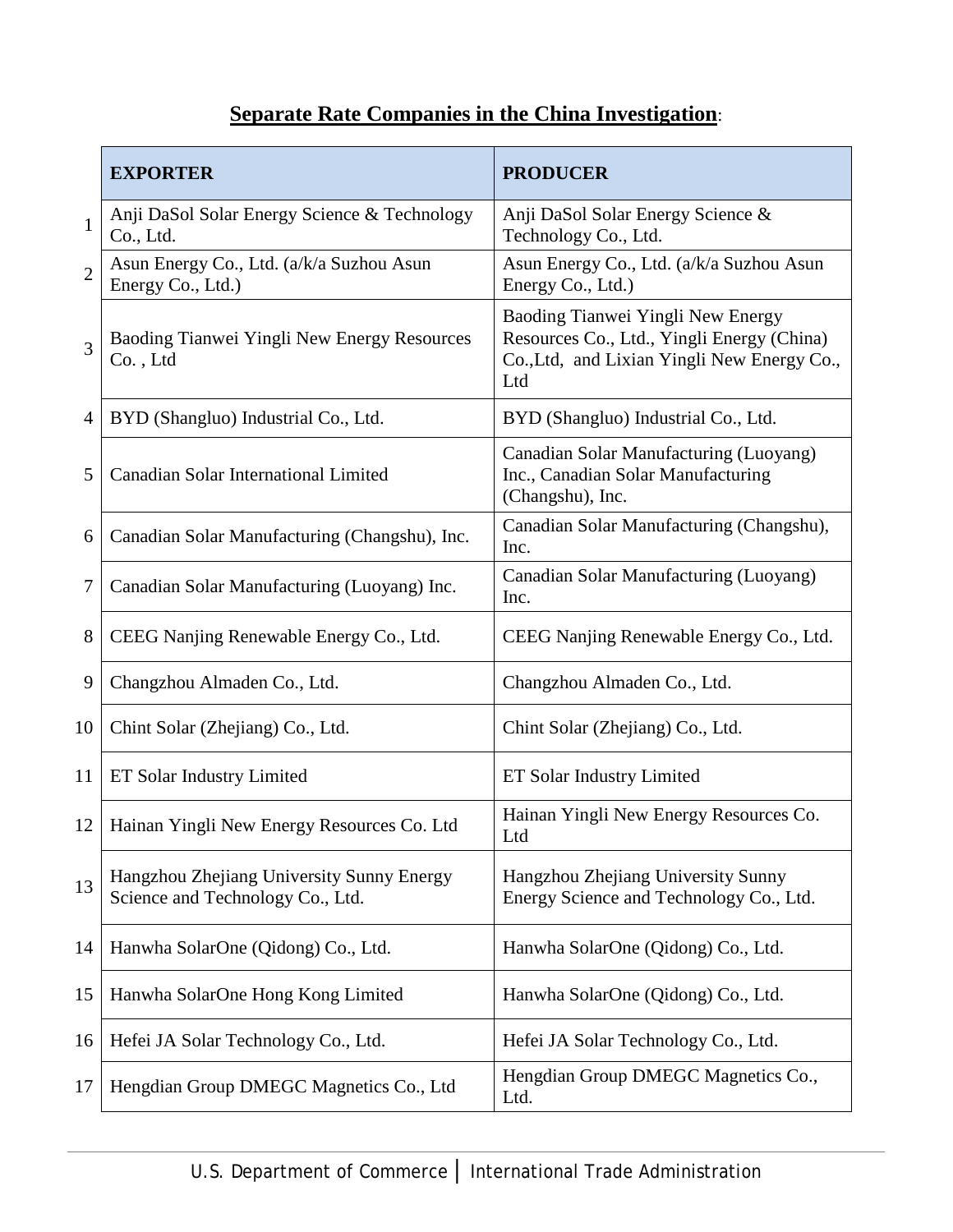**Separate Rate Companies in the China Investigation**:

| | EXPORTER | PRODUCER |
|---|---|---|
| 1 | Anji DaSol Solar Energy Science & Technology Co., Ltd. | Anji DaSol Solar Energy Science & Technology Co., Ltd. |
| 2 | Asun Energy Co., Ltd. (a/k/a Suzhou Asun Energy Co., Ltd.) | Asun Energy Co., Ltd. (a/k/a Suzhou Asun Energy Co., Ltd.) |
| 3 | Baoding Tianwei Yingli New Energy Resources Co. , Ltd | Baoding Tianwei Yingli New Energy Resources Co., Ltd., Yingli Energy (China) Co.,Ltd, and Lixian Yingli New Energy Co., Ltd |
| 4 | BYD (Shangluo) Industrial Co., Ltd. | BYD (Shangluo) Industrial Co., Ltd. |
| 5 | Canadian Solar International Limited | Canadian Solar Manufacturing (Luoyang) Inc., Canadian Solar Manufacturing (Changshu), Inc. |
| 6 | Canadian Solar Manufacturing (Changshu), Inc. | Canadian Solar Manufacturing (Changshu), Inc. |
| 7 | Canadian Solar Manufacturing (Luoyang) Inc. | Canadian Solar Manufacturing (Luoyang) Inc. |
| 8 | CEEG Nanjing Renewable Energy Co., Ltd. | CEEG Nanjing Renewable Energy Co., Ltd. |
| 9 | Changzhou Almaden Co., Ltd. | Changzhou Almaden Co., Ltd. |
| 10 | Chint Solar (Zhejiang) Co., Ltd. | Chint Solar (Zhejiang) Co., Ltd. |
| 11 | ET Solar Industry Limited | ET Solar Industry Limited |
| 12 | Hainan Yingli New Energy Resources Co. Ltd | Hainan Yingli New Energy Resources Co. Ltd |
| 13 | Hangzhou Zhejiang University Sunny Energy Science and Technology Co., Ltd. | Hangzhou Zhejiang University Sunny Energy Science and Technology Co., Ltd. |
| 14 | Hanwha SolarOne (Qidong) Co., Ltd. | Hanwha SolarOne (Qidong) Co., Ltd. |
| 15 | Hanwha SolarOne Hong Kong Limited | Hanwha SolarOne (Qidong) Co., Ltd. |
| 16 | Hefei JA Solar Technology Co., Ltd. | Hefei JA Solar Technology Co., Ltd. |
| 17 | Hengdian Group DMEGC Magnetics Co., Ltd | Hengdian Group DMEGC Magnetics Co., Ltd. |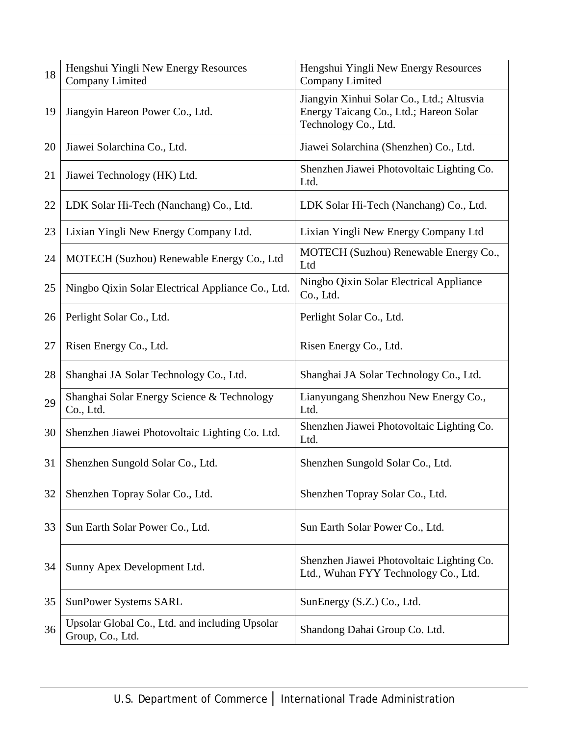| | | |
|---|---|---|
| 18 | Hengshui Yingli New Energy Resources Company Limited | Hengshui Yingli New Energy Resources Company Limited |
| 19 | Jiangyin Hareon Power Co., Ltd. | Jiangyin Xinhui Solar Co., Ltd.; Altusvia Energy Taicang Co., Ltd.; Hareon Solar Technology Co., Ltd. |
| 20 | Jiawei Solarchina Co., Ltd. | Jiawei Solarchina (Shenzhen) Co., Ltd. |
| 21 | Jiawei Technology (HK) Ltd. | Shenzhen Jiawei Photovoltaic Lighting Co. Ltd. |
| 22 | LDK Solar Hi-Tech (Nanchang) Co., Ltd. | LDK Solar Hi-Tech (Nanchang) Co., Ltd. |
| 23 | Lixian Yingli New Energy Company Ltd. | Lixian Yingli New Energy Company Ltd |
| 24 | MOTECH (Suzhou) Renewable Energy Co., Ltd | MOTECH (Suzhou) Renewable Energy Co., Ltd |
| 25 | Ningbo Qixin Solar Electrical Appliance Co., Ltd. | Ningbo Qixin Solar Electrical Appliance Co., Ltd. |
| 26 | Perlight Solar Co., Ltd. | Perlight Solar Co., Ltd. |
| 27 | Risen Energy Co., Ltd. | Risen Energy Co., Ltd. |
| 28 | Shanghai JA Solar Technology Co., Ltd. | Shanghai JA Solar Technology Co., Ltd. |
| 29 | Shanghai Solar Energy Science & Technology Co., Ltd. | Lianyungang Shenzhou New Energy Co., Ltd. |
| 30 | Shenzhen Jiawei Photovoltaic Lighting Co. Ltd. | Shenzhen Jiawei Photovoltaic Lighting Co. Ltd. |
| 31 | Shenzhen Sungold Solar Co., Ltd. | Shenzhen Sungold Solar Co., Ltd. |
| 32 | Shenzhen Topray Solar Co., Ltd. | Shenzhen Topray Solar Co., Ltd. |
| 33 | Sun Earth Solar Power Co., Ltd. | Sun Earth Solar Power Co., Ltd. |
| 34 | Sunny Apex Development Ltd. | Shenzhen Jiawei Photovoltaic Lighting Co. Ltd., Wuhan FYY Technology Co., Ltd. |
| 35 | SunPower Systems SARL | SunEnergy (S.Z.) Co., Ltd. |
| 36 | Upsolar Global Co., Ltd. and including Upsolar Group, Co., Ltd. | Shandong Dahai Group Co. Ltd. |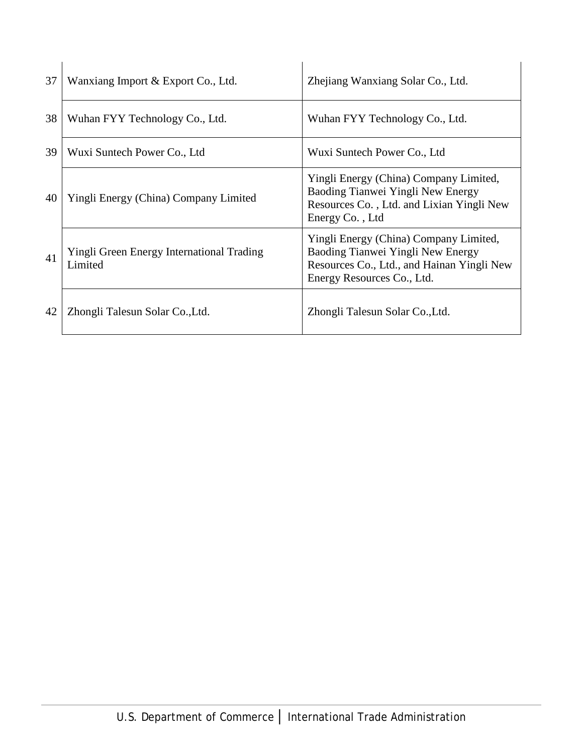| | | |
|---|---|---|
| 37 | Wanxiang Import & Export Co., Ltd. | Zhejiang Wanxiang Solar Co., Ltd. |
| 38 | Wuhan FYY Technology Co., Ltd. | Wuhan FYY Technology Co., Ltd. |
| 39 | Wuxi Suntech Power Co., Ltd | Wuxi Suntech Power Co., Ltd |
| 40 | Yingli Energy (China) Company Limited | Yingli Energy (China) Company Limited, Baoding Tianwei Yingli New Energy Resources Co. , Ltd. and Lixian Yingli New Energy Co. , Ltd |
| 41 | Yingli Green Energy International Trading Limited | Yingli Energy (China) Company Limited, Baoding Tianwei Yingli New Energy Resources Co., Ltd., and Hainan Yingli New Energy Resources Co., Ltd. |
| 42 | Zhongli Talesun Solar Co.,Ltd. | Zhongli Talesun Solar Co.,Ltd. |